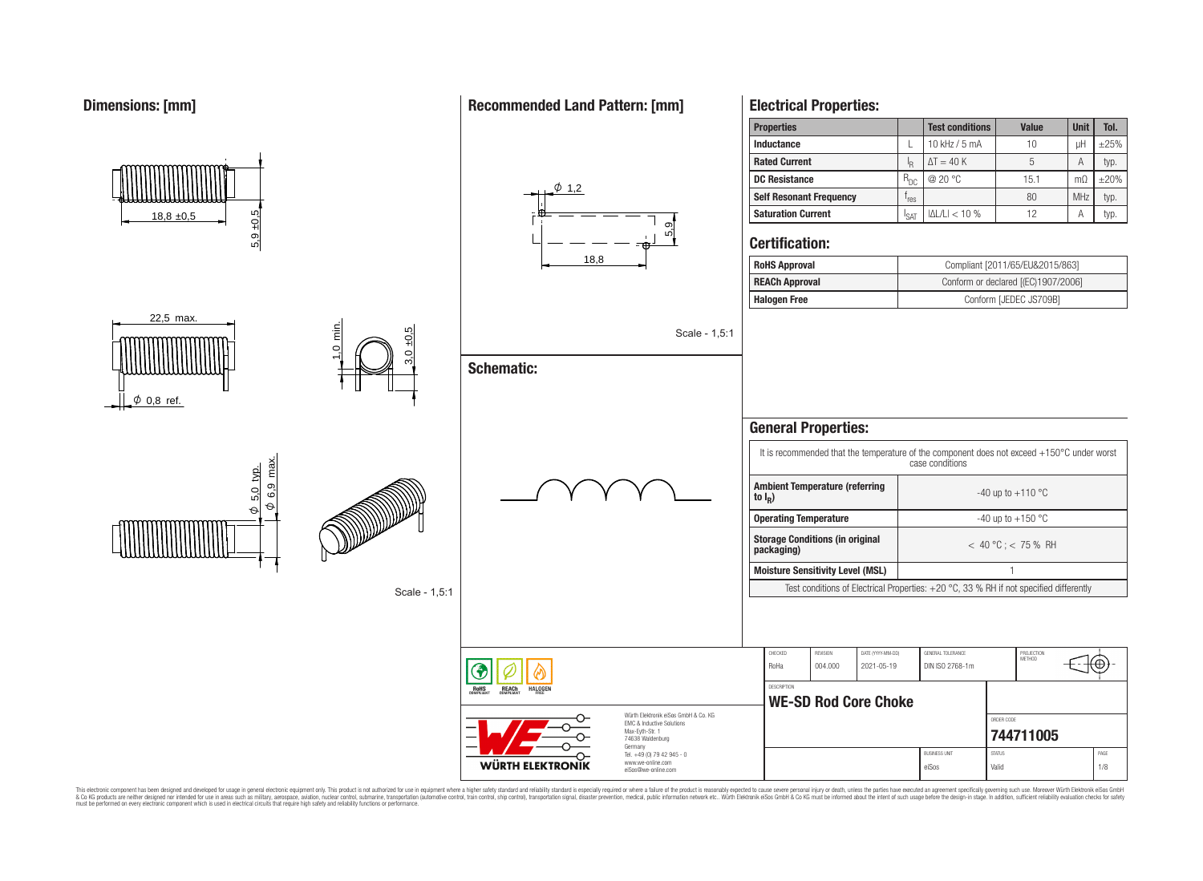## Dimensions: [mm]

18,8 ±0,5

5,9 ±0,5

22,5 max.

$\phi$ 0,8 ref.

1,0 min.

3,0 ±0,5

$\phi$ 5,0 typ.

$\phi$ 6,9 max.

Scale - 1,5:1

## Recommended Land Pattern: [mm]

$\phi$ 1,2

5,9

18,8

Scale - 1,5:1

## Schematic:

## Electrical Properties:

| Properties | | Test conditions | Value | Unit | Tol. |
|---|---|---|---|---|---|
| Inductance | L | 10 kHz / 5 mA | 10 | µH | ±25% |
| Rated Current | $I_R$ | $\Delta T = 40$ K | 5 | A | typ. |
| DC Resistance | $R_{DC}$ | @ 20 °C | 15.1 | mΩ | ±20% |
| Self Resonant Frequency | $f_{res}$ | | 80 | MHz | typ. |
| Saturation Current | $I_{SAT}$ | $\lvert\Delta L/L\rvert < 10$ % | 12 | A | typ. |

## Certification:

| | |
|---|---|
| RoHS Approval | Compliant [2011/65/EU&2015/863] |
| REACh Approval | Conform or declared [(EC)1907/2006] |
| Halogen Free | Conform [JEDEC JS709B] |

## General Properties:

It is recommended that the temperature of the component does not exceed +150°C under worst case conditions

| | |
|---|---|
| Ambient Temperature (referring to $I_R$) | -40 up to +110 °C |
| Operating Temperature | -40 up to +150 °C |
| Storage Conditions (in original packaging) | < 40 °C ; < 75 % RH |
| Moisture Sensitivity Level (MSL) | 1 |

Test conditions of Electrical Properties: +20 °C, 33 % RH if not specified differently

| CHECKED | REVISION | DATE (YYYY-MM-DD) | GENERAL TOLERANCE | PROJECTION METHOD |
|---|---|---|---|---|
| RoHa | 004.000 | 2021-05-19 | DIN ISO 2768-1m | |

DESCRIPTION: **WE-SD Rod Core Choke**

ORDER CODE: **744711005**

BUSINESS UNIT: eiSos | STATUS: Valid | PAGE: 1/8

RoHS COMPLIANT | REACh COMPLIANT | HALOGEN FREE

WÜRTH ELEKTRONIK

Würth Elektronik eiSos GmbH & Co. KG
EMC & Inductive Solutions
Max-Eyth-Str. 1
74638 Waldenburg
Germany
Tel. +49 (0) 79 42 945 - 0
www.we-online.com
eiSos@we-online.com

This electronic component has been designed and developed for usage in general electronic equipment only. This product is not authorized for use in equipment where a higher safety standard and reliability standard is especially required or where a failure of the product is reasonably expected to cause severe personal injury or death, unless the parties have executed an agreement specifically governing such use. Moreover Würth Elektronik eiSos GmbH & Co KG products are neither designed nor intended for use in areas such as military, aerospace, aviation, nuclear control, submarine, transportation (automotive control, train control, ship control), transportation signal, disaster prevention, medical, public information network etc.. Würth Elektronik eiSos GmbH & Co KG must be informed about the intent of such usage before the design-in stage. In addition, sufficient reliability evaluation checks for safety must be performed on every electronic component which is used in electrical circuits that require high safety and reliability functions or performance.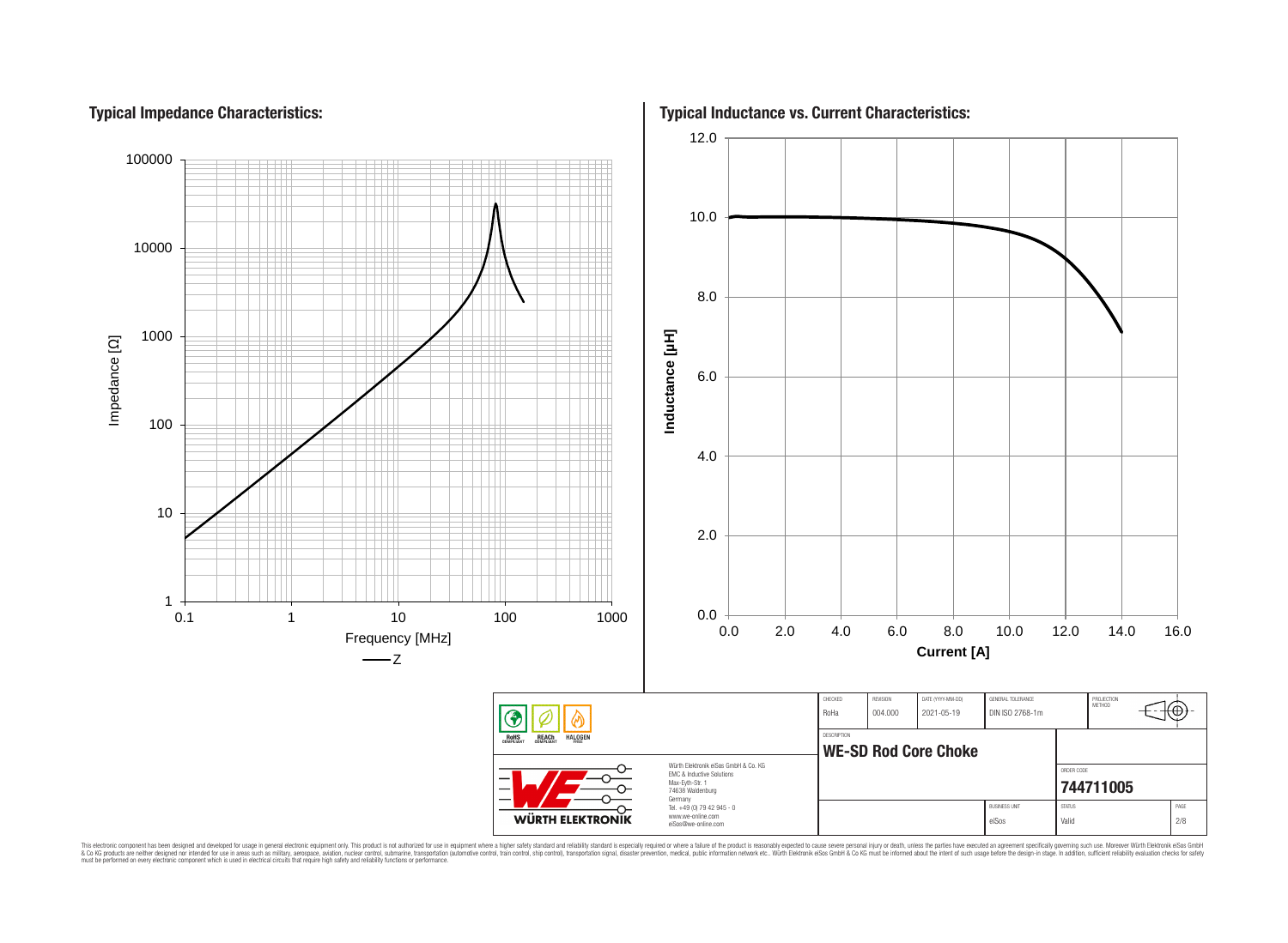## Typical Impedance Characteristics:

Impedance [Ω]

100000
10000
1000
100
10
1

0.1 1 10 100 1000

Frequency [MHz]

—Z

## Typical Inductance vs. Current Characteristics:

Inductance [µH]

12.0
10.0
8.0
6.0
4.0
2.0
0.0

0.0 2.0 4.0 6.0 8.0 10.0 12.0 14.0 16.0

**Current [A]**

| CHECKED | REVISION | DATE (YYYY-MM-DD) | GENERAL TOLERANCE | PROJECTION METHOD |
|---|---|---|---|---|
| RoHa | 004.000 | 2021-05-19 | DIN ISO 2768-1m | |

DESCRIPTION

**WE-SD Rod Core Choke**

ORDER CODE

**744711005**

| BUSINESS UNIT | STATUS | PAGE |
|---|---|---|
| eiSos | Valid | 2/8 |

RoHS COMPLIANT REACh COMPLIANT HALOGEN FREE

WÜRTH ELEKTRONIK

Würth Elektronik eiSos GmbH & Co. KG
EMC & Inductive Solutions
Max-Eyth-Str. 1
74638 Waldenburg
Germany
Tel. +49 (0) 79 42 945 - 0
www.we-online.com
eiSos@we-online.com

This electronic component has been designed and developed for usage in general electronic equipment only. This product is not authorized for use in equipment where a higher safety standard and reliability standard is especially required or where a failure of the product is reasonably expected to cause severe personal injury or death, unless the parties have executed an agreement specifically governing such use. Moreover Würth Elektronik eiSos GmbH & Co KG products are neither designed nor intended for use in areas such as military, aerospace, aviation, nuclear control, submarine, transportation (automotive control, train control, ship control), transportation signal, disaster prevention, medical, public information network etc.. Würth Elektronik eiSos GmbH & Co KG must be informed about the intent of such usage before the design-in stage. In addition, sufficient reliability evaluation checks for safety must be performed on every electronic component which is used in electrical circuits that require high safety and reliability functions or performance.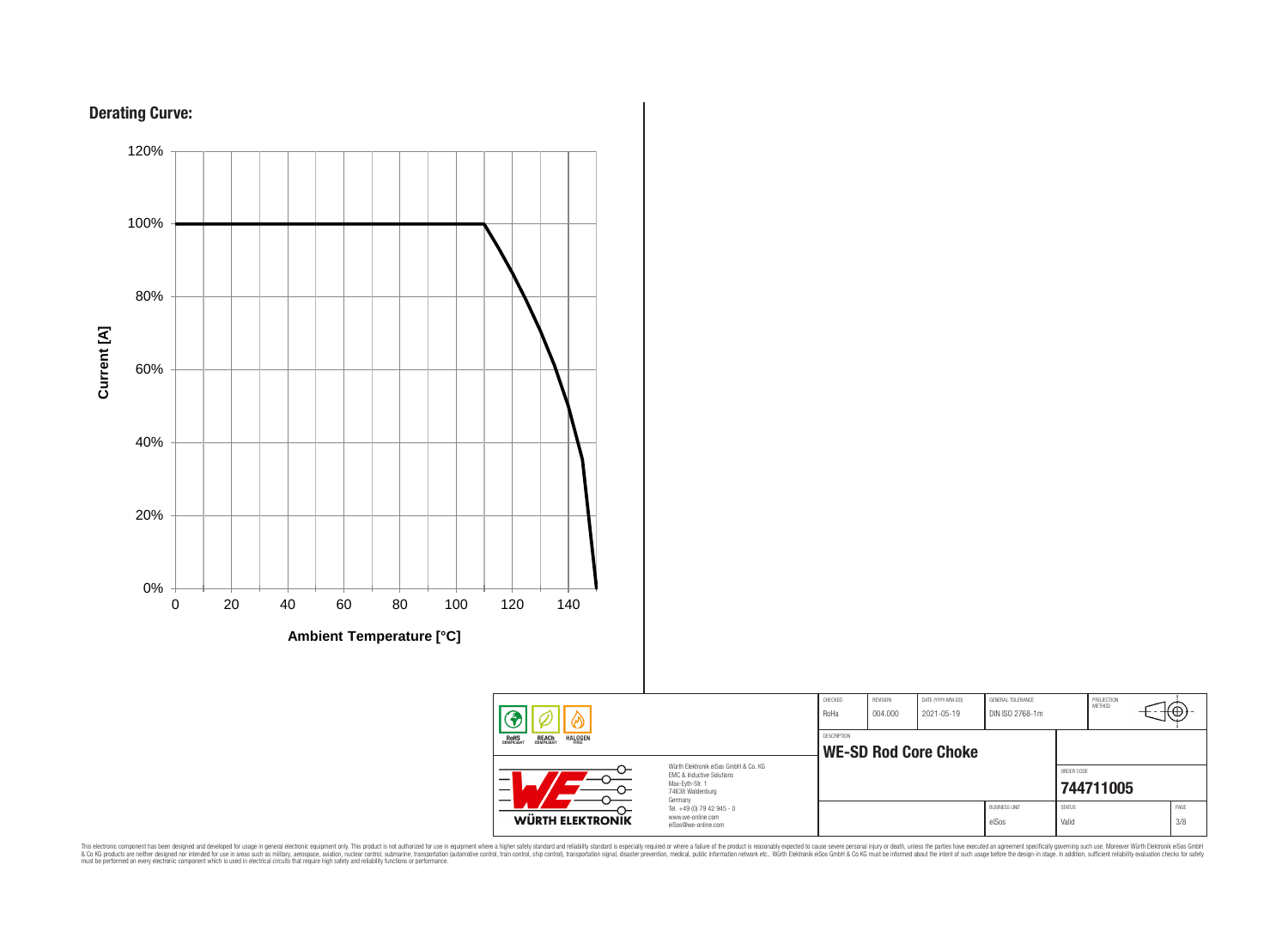## Derating Curve:

Current [A]

120%
100%
80%
60%
40%
20%
0%

0 20 40 60 80 100 120 140

Ambient Temperature [°C]

| CHECKED | REVISION | DATE (YYYY-MM-DD) | GENERAL TOLERANCE | PROJECTION METHOD |
|---|---|---|---|---|
| RoHa | 004.000 | 2021-05-19 | DIN ISO 2768-1m | |

DESCRIPTION

**WE-SD Rod Core Choke**

ORDER CODE

**744711005**

| BUSINESS UNIT | STATUS | PAGE |
|---|---|---|
| eiSos | Valid | 3/8 |

RoHS COMPLIANT REACh COMPLIANT HALOGEN FREE

WÜRTH ELEKTRONIK

Würth Elektronik eiSos GmbH & Co. KG
EMC & Inductive Solutions
Max-Eyth-Str. 1
74638 Waldenburg
Germany
Tel. +49 (0) 79 42 945 - 0
www.we-online.com
eiSos@we-online.com

This electronic component has been designed and developed for usage in general electronic equipment only. This product is not authorized for use in equipment where a higher safety standard and reliability standard is especially required or where a failure of the product is reasonably expected to cause severe personal injury or death, unless the parties have executed an agreement specifically governing such use. Moreover Würth Elektronik eiSos GmbH & Co KG products are neither designed nor intended for use in areas such as military, aerospace, aviation, nuclear control, submarine, transportation (automotive control, train control, ship control), transportation signal, disaster prevention, medical, public information network etc.. Würth Elektronik eiSos GmbH & Co KG must be informed about the intent of such usage before the design-in stage. In addition, sufficient reliability evaluation checks for safety must be performed on every electronic component which is used in electrical circuits that require high safety and reliability functions or performance.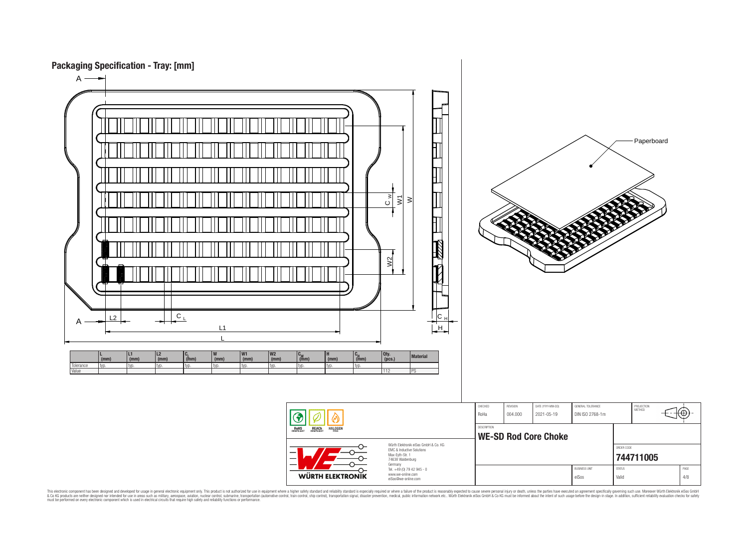## Packaging Specification - Tray: [mm]

A

A

L2

$C_L$

L1

L

$C_W$

W1

W

W2

$C_H$

H

Paperboard

| | L (mm) | L1 (mm) | L2 (mm) | $C_L$ (mm) | W (mm) | W1 (mm) | W2 (mm) | $C_W$ (mm) | H (mm) | $C_H$ (mm) | Qty. (pcs.) | Material |
|---|---|---|---|---|---|---|---|---|---|---|---|---|
| Tolerance | typ. | typ. | typ. | typ. | typ. | typ. | typ. | typ. | typ. | typ. | | |
| Value | | | | | | | | | | | 112 | PS |

| CHECKED | REVISION | DATE (YYYY-MM-DD) | GENERAL TOLERANCE | PROJECTION METHOD |
|---|---|---|---|---|
| RoHa | 004.000 | 2021-05-19 | DIN ISO 2768-1m | |

DESCRIPTION

**WE-SD Rod Core Choke**

ORDER CODE

**744711005**

| BUSINESS UNIT | STATUS | PAGE |
|---|---|---|
| eiSos | Valid | 4/8 |

RoHS COMPLIANT REACh COMPLIANT HALOGEN FREE

WÜRTH ELEKTRONIK

Würth Elektronik eiSos GmbH & Co. KG
EMC & Inductive Solutions
Max-Eyth-Str. 1
74638 Waldenburg
Germany
Tel. +49 (0) 79 42 945 - 0
www.we-online.com
eiSos@we-online.com

This electronic component has been designed and developed for usage in general electronic equipment only. This product is not authorized for use in equipment where a higher safety standard and reliability standard is especially required or where a failure of the product is reasonably expected to cause severe personal injury or death, unless the parties have executed an agreement specifically governing such use. Moreover Würth Elektronik eiSos GmbH & Co KG products are neither designed nor intended for use in areas such as military, aerospace, aviation, nuclear control, submarine, transportation (automotive control, train control, ship control), transportation signal, disaster prevention, medical, public information network etc.. Würth Elektronik eiSos GmbH & Co KG must be informed about the intent of such usage before the design-in stage. In addition, sufficient reliability evaluation checks for safety must be performed on every electronic component which is used in electrical circuits that require high safety and reliability functions or performance.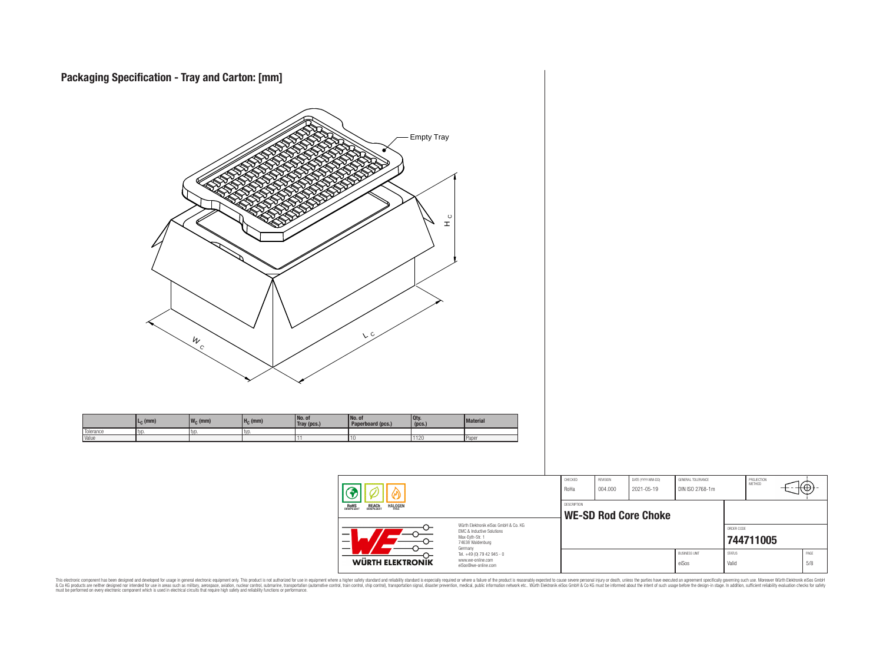# Packaging Specification - Tray and Carton: [mm]

Empty Tray

$H_C$

$W_C$

$L_C$

| | $L_C$ (mm) | $W_C$ (mm) | $H_C$ (mm) | No. of Tray (pcs.) | No. of Paperboard (pcs.) | Qty. (pcs.) | Material |
|---|---|---|---|---|---|---|---|
| Tolerance | typ. | typ. | typ. | | | | |
| Value | | | | 11 | 10 | 1120 | Paper |

| CHECKED | REVISION | DATE (YYYY-MM-DD) | GENERAL TOLERANCE | PROJECTION METHOD |
|---|---|---|---|---|
| RoHa | 004.000 | 2021-05-19 | DIN ISO 2768-1m | |

DESCRIPTION

**WE-SD Rod Core Choke**

ORDER CODE: **744711005**

BUSINESS UNIT: eiSos | STATUS: Valid | PAGE: 5/8

RoHS COMPLIANT · REACh COMPLIANT · HALOGEN FREE

WÜRTH ELEKTRONIK

Würth Elektronik eiSos GmbH & Co. KG
EMC & Inductive Solutions
Max-Eyth-Str. 1
74638 Waldenburg
Germany
Tel. +49 (0) 79 42 945 - 0
www.we-online.com
eiSos@we-online.com

This electronic component has been designed and developed for usage in general electronic equipment only. This product is not authorized for use in equipment where a higher safety standard and reliability standard is especially required or where a failure of the product is reasonably expected to cause severe personal injury or death, unless the parties have executed an agreement specifically governing such use. Moreover Würth Elektronik eiSos GmbH & Co KG products are neither designed nor intended for use in areas such as military, aerospace, aviation, nuclear control, submarine, transportation (automotive control, train control, ship control), transportation signal, disaster prevention, medical, public information network etc.. Würth Elektronik eiSos GmbH & Co KG must be informed about the intent of such usage before the design-in stage. In addition, sufficient reliability evaluation checks for safety must be performed on every electronic component which is used in electrical circuits that require high safety and reliability functions or performance.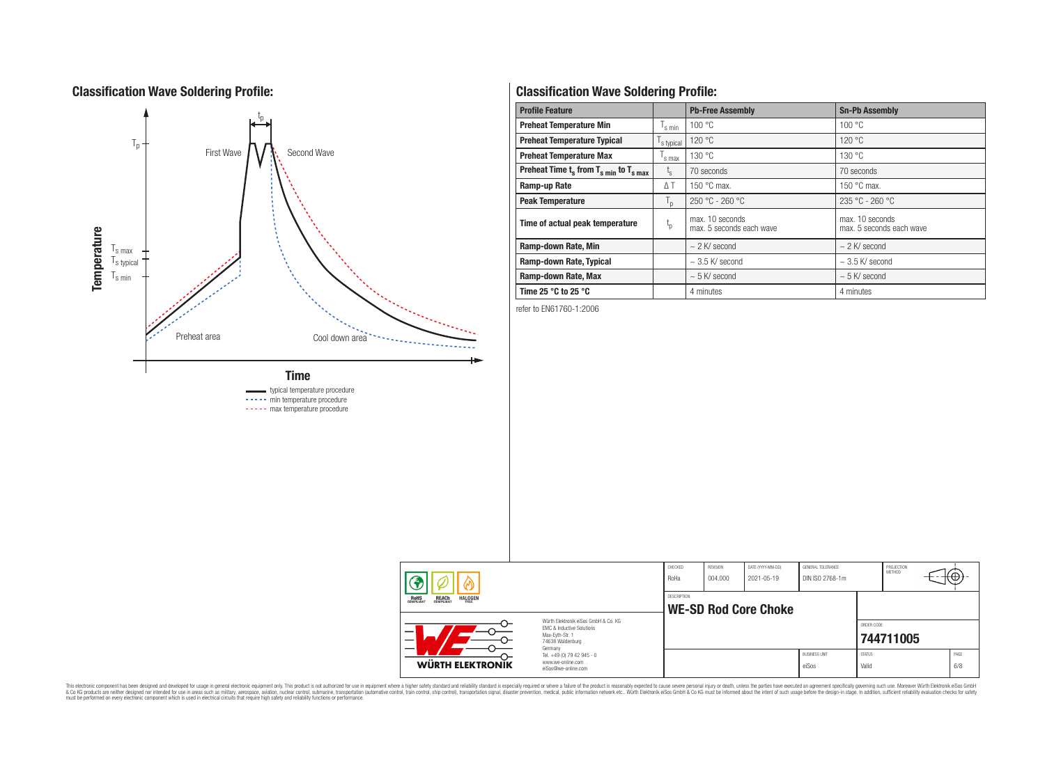## Classification Wave Soldering Profile:

Temperature

$T_p$

$T_{s\,max}$

$T_{s\,typical}$

$T_{s\,min}$

$t_p$

First Wave

Second Wave

Preheat area

Cool down area

Time

typical temperature procedure
min temperature procedure
max temperature procedure

## Classification Wave Soldering Profile:

| Profile Feature | | Pb-Free Assembly | Sn-Pb Assembly |
|---|---|---|---|
| **Preheat Temperature Min** | $T_{s\,min}$ | 100 °C | 100 °C |
| **Preheat Temperature Typical** | $T_{s\,typical}$ | 120 °C | 120 °C |
| **Preheat Temperature Max** | $T_{s\,max}$ | 130 °C | 130 °C |
| **Preheat Time $t_s$ from $T_{s\,min}$ to $T_{s\,max}$** | $t_s$ | 70 seconds | 70 seconds |
| **Ramp-up Rate** | ΔT | 150 °C max. | 150 °C max. |
| **Peak Temperature** | $T_p$ | 250 °C - 260 °C | 235 °C - 260 °C |
| **Time of actual peak temperature** | $t_p$ | max. 10 seconds<br>max. 5 seconds each wave | max. 10 seconds<br>max. 5 seconds each wave |
| **Ramp-down Rate, Min** | | ~ 2 K/ second | ~ 2 K/ second |
| **Ramp-down Rate, Typical** | | ~ 3.5 K/ second | ~ 3.5 K/ second |
| **Ramp-down Rate, Max** | | ~ 5 K/ second | ~ 5 K/ second |
| **Time 25 °C to 25 °C** | | 4 minutes | 4 minutes |

refer to EN61760-1:2006

| CHECKED | REVISION | DATE (YYYY-MM-DD) | GENERAL TOLERANCE | PROJECTION METHOD |
|---|---|---|---|---|
| RoHa | 004.000 | 2021-05-19 | DIN ISO 2768-1m | |

DESCRIPTION: **WE-SD Rod Core Choke**

ORDER CODE: **744711005**

BUSINESS UNIT: eiSos | STATUS: Valid | PAGE: 6/8

Würth Elektronik eiSos GmbH & Co. KG
EMC & Inductive Solutions
Max-Eyth-Str. 1
74638 Waldenburg
Germany
Tel. +49 (0) 79 42 945 - 0
www.we-online.com
eiSos@we-online.com

This electronic component has been designed and developed for usage in general electronic equipment only. This product is not authorized for use in equipment where a higher safety standard and reliability standard is especially required or where a failure of the product is reasonably expected to cause severe personal injury or death, unless the parties have executed an agreement specifically governing such use. Moreover Würth Elektronik eiSos GmbH & Co KG products are neither designed nor intended for use in areas such as military, aerospace, aviation, nuclear control, submarine, transportation (automotive control, train control, ship control), transportation signal, disaster prevention, medical, public information network etc.. Würth Elektronik eiSos GmbH & Co KG must be informed about the intent of such usage before the design-in stage. In addition, sufficient reliability evaluation checks for safety must be performed on every electronic component which is used in electrical circuits that require high safety and reliability functions or performance.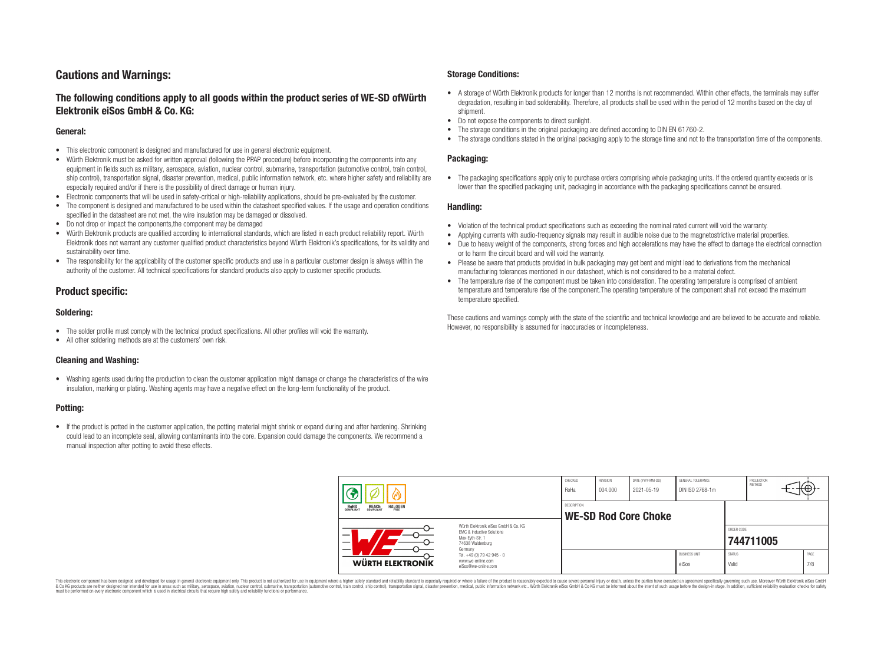## Cautions and Warnings:

### The following conditions apply to all goods within the product series of WE-SD ofWürth Elektronik eiSos GmbH & Co. KG:

#### General:

- This electronic component is designed and manufactured for use in general electronic equipment.
- Würth Elektronik must be asked for written approval (following the PPAP procedure) before incorporating the components into any equipment in fields such as military, aerospace, aviation, nuclear control, submarine, transportation (automotive control, train control, ship control), transportation signal, disaster prevention, medical, public information network, etc. where higher safety and reliability are especially required and/or if there is the possibility of direct damage or human injury.
- Electronic components that will be used in safety-critical or high-reliability applications, should be pre-evaluated by the customer.
- The component is designed and manufactured to be used within the datasheet specified values. If the usage and operation conditions specified in the datasheet are not met, the wire insulation may be damaged or dissolved.
- Do not drop or impact the components,the component may be damaged
- Würth Elektronik products are qualified according to international standards, which are listed in each product reliability report. Würth Elektronik does not warrant any customer qualified product characteristics beyond Würth Elektroniks specifications, for its validity and sustainability over time.
- The responsibility for the applicability of the customer specific products and use in a particular customer design is always within the authority of the customer. All technical specifications for standard products also apply to customer specific products.

## Product specific:

#### Soldering:

- The solder profile must comply with the technical product specifications. All other profiles will void the warranty.
- All other soldering methods are at the customers' own risk.

#### Cleaning and Washing:

- Washing agents used during the production to clean the customer application might damage or change the characteristics of the wire insulation, marking or plating. Washing agents may have a negative effect on the long-term functionality of the product.

#### Potting:

- If the product is potted in the customer application, the potting material might shrink or expand during and after hardening. Shrinking could lead to an incomplete seal, allowing contaminants into the core. Expansion could damage the components. We recommend a manual inspection after potting to avoid these effects.

#### Storage Conditions:

- A storage of Würth Elektronik products for longer than 12 months is not recommended. Within other effects, the terminals may suffer degradation, resulting in bad solderability. Therefore, all products shall be used within the period of 12 months based on the day of shipment.
- Do not expose the components to direct sunlight.
- The storage conditions in the original packaging are defined according to DIN EN 61760-2.
- The storage conditions stated in the original packaging apply to the storage time and not to the transportation time of the components.

#### Packaging:

- The packaging specifications apply only to purchase orders comprising whole packaging units. If the ordered quantity exceeds or is lower than the specified packaging unit, packaging in accordance with the packaging specifications cannot be ensured.

#### Handling:

- Violation of the technical product specifications such as exceeding the nominal rated current will void the warranty.
- Applying currents with audio-frequency signals may result in audible noise due to the magnetostrictive material properties.
- Due to heavy weight of the components, strong forces and high accelerations may have the effect to damage the electrical connection or to harm the circuit board and will void the warranty.
- Please be aware that products provided in bulk packaging may get bent and might lead to derivations from the mechanical manufacturing tolerances mentioned in our datasheet, which is not considered to be a material defect.
- The temperature rise of the component must be taken into consideration. The operating temperature is comprised of ambient temperature and temperature rise of the component.The operating temperature of the component shall not exceed the maximum temperature specified.

These cautions and warnings comply with the state of the scientific and technical knowledge and are believed to be accurate and reliable. However, no responsibility is assumed for inaccuracies or incompleteness.

| CHECKED | REVISION | DATE (YYYY-MM-DD) | GENERAL TOLERANCE | PROJECTION METHOD |
|---|---|---|---|---|
| RoHa | 004.000 | 2021-05-19 | DIN ISO 2768-1m | |

DESCRIPTION: **WE-SD Rod Core Choke**

ORDER CODE: **744711005**

| BUSINESS UNIT | STATUS | PAGE |
|---|---|---|
| eiSos | Valid | 7/8 |

Würth Elektronik eiSos GmbH & Co. KG
EMC & Inductive Solutions
Max-Eyth-Str. 1
74638 Waldenburg
Germany
Tel. +49 (0) 79 42 945 - 0
www.we-online.com
eiSos@we-online.com

This electronic component has been designed and developed for usage in general electronic equipment only. This product is not authorized for use in equipment where a higher safety standard and reliability standard is especially required or where a failure of the product is reasonably expected to cause severe personal injury or death, unless the parties have executed an agreement specifically governing such usage. Moreover Würth Elektronik eiSos GmbH & Co KG products are neither designed nor intended for use in areas such as military, aerospace, aviation, nuclear control, submarine, transportation (automotive control, train control, ship control), transportation signal, disaster prevention, medical, public information network etc.. Würth Elektronik eiSos GmbH & Co KG must be informed about the intent of such usage before the design-in stage. In addition, sufficient reliability evaluation checks for safety must be performed on every electronic component which is used in electrical circuits that require high safety and reliability functions or performance.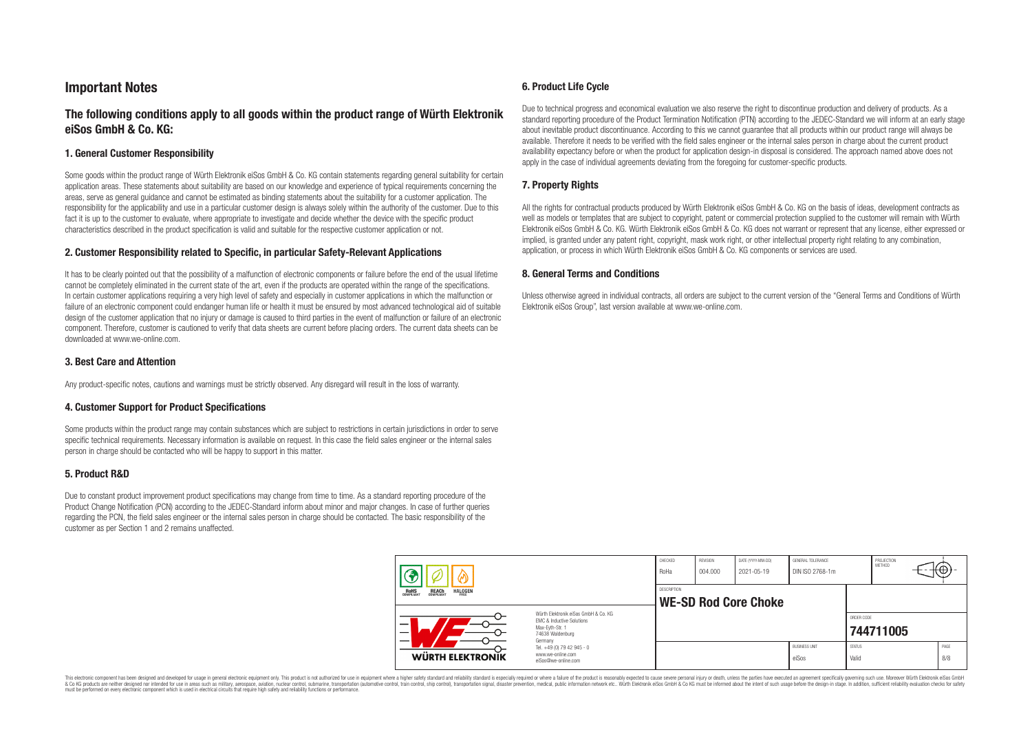# Important Notes

## The following conditions apply to all goods within the product range of Würth Elektronik eiSos GmbH & Co. KG:

### 1. General Customer Responsibility

Some goods within the product range of Würth Elektronik eiSos GmbH & Co. KG contain statements regarding general suitability for certain application areas. These statements about suitability are based on our knowledge and experience of typical requirements concerning the areas, serve as general guidance and cannot be estimated as binding statements about the suitability for a customer application. The responsibility for the applicability and use in a particular customer design is always solely within the authority of the customer. Due to this fact it is up to the customer to evaluate, where appropriate to investigate and decide whether the device with the specific product characteristics described in the product specification is valid and suitable for the respective customer application or not.

### 2. Customer Responsibility related to Specific, in particular Safety-Relevant Applications

It has to be clearly pointed out that the possibility of a malfunction of electronic components or failure before the end of the usual lifetime cannot be completely eliminated in the current state of the art, even if the products are operated within the range of the specifications. In certain customer applications requiring a very high level of safety and especially in customer applications in which the malfunction or failure of an electronic component could endanger human life or health it must be ensured by most advanced technological aid of suitable design of the customer application that no injury or damage is caused to third parties in the event of malfunction or failure of an electronic component. Therefore, customer is cautioned to verify that data sheets are current before placing orders. The current data sheets can be downloaded at www.we-online.com.

### 3. Best Care and Attention

Any product-specific notes, cautions and warnings must be strictly observed. Any disregard will result in the loss of warranty.

### 4. Customer Support for Product Specifications

Some products within the product range may contain substances which are subject to restrictions in certain jurisdictions in order to serve specific technical requirements. Necessary information is available on request. In this case the field sales engineer or the internal sales person in charge should be contacted who will be happy to support in this matter.

### 5. Product R&D

Due to constant product improvement product specifications may change from time to time. As a standard reporting procedure of the Product Change Notification (PCN) according to the JEDEC-Standard inform about minor and major changes. In case of further queries regarding the PCN, the field sales engineer or the internal sales person in charge should be contacted. The basic responsibility of the customer as per Section 1 and 2 remains unaffected.

### 6. Product Life Cycle

Due to technical progress and economical evaluation we also reserve the right to discontinue production and delivery of products. As a standard reporting procedure of the Product Termination Notification (PTN) according to the JEDEC-Standard we will inform at an early stage about inevitable product discontinuance. According to this we cannot guarantee that all products within our product range will always be available. Therefore it needs to be verified with the field sales engineer or the internal sales person in charge about the current product availability expectancy before or when the product for application design-in disposal is considered. The approach named above does not apply in the case of individual agreements deviating from the foregoing for customer-specific products.

### 7. Property Rights

All the rights for contractual products produced by Würth Elektronik eiSos GmbH & Co. KG on the basis of ideas, development contracts as well as models or templates that are subject to copyright, patent or commercial protection supplied to the customer will remain with Würth Elektronik eiSos GmbH & Co. KG. Würth Elektronik eiSos GmbH & Co. KG does not warrant or represent that any license, either expressed or implied, is granted under any patent right, copyright, mask work right, or other intellectual property right relating to any combination, application, or process in which Würth Elektronik eiSos GmbH & Co. KG components or services are used.

### 8. General Terms and Conditions

Unless otherwise agreed in individual contracts, all orders are subject to the current version of the "General Terms and Conditions of Würth Elektronik eiSos Group", last version available at www.we-online.com.

| CHECKED | REVISION | DATE (YYYY-MM-DD) | GENERAL TOLERANCE | PROJECTION METHOD |
|---|---|---|---|---|
| RoHa | 004.000 | 2021-05-19 | DIN ISO 2768-1m | |

DESCRIPTION: **WE-SD Rod Core Choke**

ORDER CODE: **744711005**

| BUSINESS UNIT | STATUS | PAGE |
|---|---|---|
| eiSos | Valid | 8/8 |

Würth Elektronik eiSos GmbH & Co. KG
EMC & Inductive Solutions
Max-Eyth-Str. 1
74638 Waldenburg
Germany
Tel. +49 (0) 79 42 945 - 0
www.we-online.com
eiSos@we-online.com

This electronic component has been designed and developed for usage in general electronic equipment only. This product is not authorized for use in equipment where a higher safety standard and reliability standard is especially required or where a failure of the product is reasonably expected to cause severe personal injury or death, unless the parties have executed an agreement specifically governing such use. Moreover Würth Elektronik eiSos GmbH & Co KG products are neither designed nor intended for use in areas such as military, aerospace, aviation, nuclear control, submarine, transportation (automotive control, train control, ship control), transportation signal, disaster prevention, medical, public information network etc.. Würth Elektronik eiSos GmbH & Co KG must be informed about the intent of such usage before the design-in stage. In addition, sufficient reliability evaluation checks for safety must be performed on every electronic component which is used in electrical circuits that require high safety and reliability functions or performance.